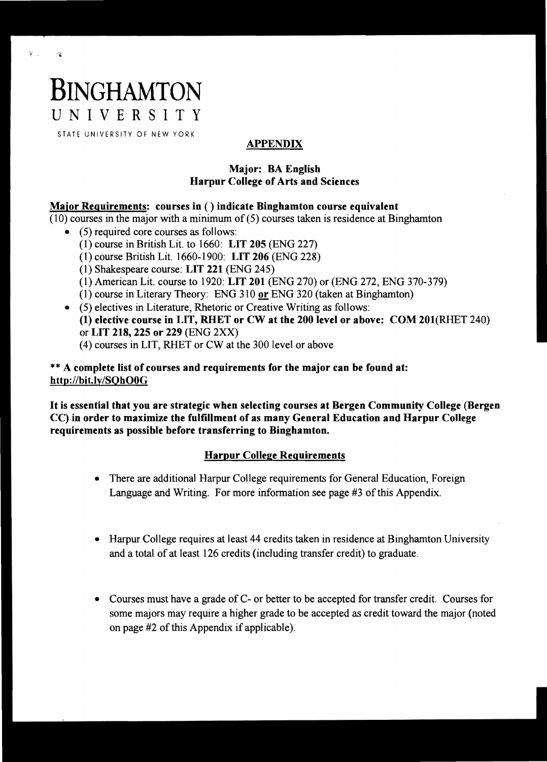# BINGHAMTON UNIVERSITY

STATE UNIVERSITY OF NEW YORK

## APPENDIX

### Major: BA English
### Harpur College of Arts and Sciences

**Major Requirements: courses in ( ) indicate Binghamton course equivalent**

(10) courses in the major with a minimum of (5) courses taken is residence at Binghamton

- (5) required core courses as follows:
  - (1) course in British Lit. to 1660: **LIT 205** (ENG 227)
  - (1) course British Lit. 1660-1900: **LIT 206** (ENG 228)
  - (1) Shakespeare course: **LIT 221** (ENG 245)
  - (1) American Lit. course to 1920: **LIT 201** (ENG 270) or (ENG 272, ENG 370-379)
  - (1) course in Literary Theory: ENG 310 **or** ENG 320 (taken at Binghamton)
- (5) electives in Literature, Rhetoric or Creative Writing as follows:
  - **(1) elective course in LIT, RHET or CW at the 200 level or above: COM 201**(RHET 240) or **LIT 218, 225 or 229** (ENG 2XX)
  - (4) courses in LIT, RHET or CW at the 300 level or above

**\*\* A complete list of courses and requirements for the major can be found at: http://bit.ly/SQhO0G**

**It is essential that you are strategic when selecting courses at Bergen Community College (Bergen CC) in order to maximize the fulfillment of as many General Education and Harpur College requirements as possible before transferring to Binghamton.**

### Harpur College Requirements

- There are additional Harpur College requirements for General Education, Foreign Language and Writing. For more information see page #3 of this Appendix.

- Harpur College requires at least 44 credits taken in residence at Binghamton University and a total of at least 126 credits (including transfer credit) to graduate.

- Courses must have a grade of C- or better to be accepted for transfer credit. Courses for some majors may require a higher grade to be accepted as credit toward the major (noted on page #2 of this Appendix if applicable).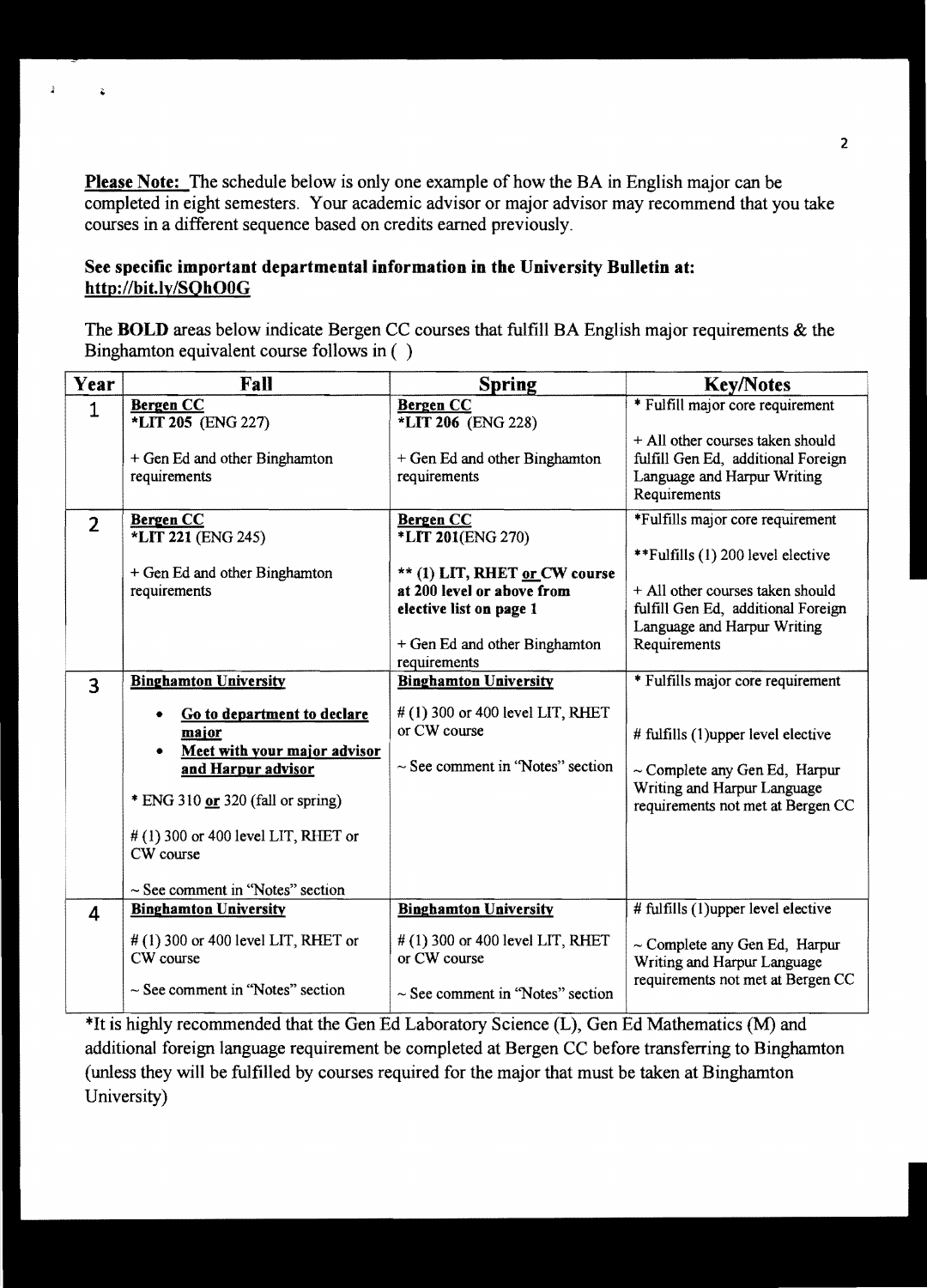**Please Note:** The schedule below is only one example of how the BA in English major can be completed in eight semesters. Your academic advisor or major advisor may recommend that you take courses in a different sequence based on credits earned previously.

**See specific important departmental information in the University Bulletin at: http://bit.ly/SQhO0G**

The **BOLD** areas below indicate Bergen CC courses that fulfill BA English major requirements & the Binghamton equivalent course follows in ( )

| Year | Fall | Spring | Key/Notes |
|---|---|---|---|
| 1 | **Bergen CC**<br>***LIT 205** (ENG 227)<br><br>+ Gen Ed and other Binghamton requirements | **Bergen CC**<br>***LIT 206** (ENG 228)<br><br>+ Gen Ed and other Binghamton requirements | * Fulfill major core requirement<br><br>+ All other courses taken should fulfill Gen Ed, additional Foreign Language and Harpur Writing Requirements |
| 2 | **Bergen CC**<br>***LIT 221** (ENG 245)<br><br>+ Gen Ed and other Binghamton requirements | **Bergen CC**<br>***LIT 201**(ENG 270)<br><br>**** (1) LIT, RHET or CW course at 200 level or above from elective list on page 1**<br><br>+ Gen Ed and other Binghamton requirements | *Fulfills major core requirement<br><br>**Fulfills (1) 200 level elective<br><br>+ All other courses taken should fulfill Gen Ed, additional Foreign Language and Harpur Writing Requirements |
| 3 | **Binghamton University**<br><br>• **Go to department to declare major**<br>• **Meet with your major advisor and Harpur advisor**<br><br>* ENG 310 **or** 320 (fall or spring)<br><br># (1) 300 or 400 level LIT, RHET or CW course<br><br>~ See comment in "Notes" section | **Binghamton University**<br><br># (1) 300 or 400 level LIT, RHET or CW course<br><br>~ See comment in "Notes" section | * Fulfills major core requirement<br><br># fulfills (1)upper level elective<br><br>~ Complete any Gen Ed, Harpur Writing and Harpur Language requirements not met at Bergen CC |
| 4 | **Binghamton University**<br><br># (1) 300 or 400 level LIT, RHET or CW course<br><br>~ See comment in "Notes" section | **Binghamton University**<br><br># (1) 300 or 400 level LIT, RHET or CW course<br><br>~ See comment in "Notes" section | # fulfills (1)upper level elective<br><br>~ Complete any Gen Ed, Harpur Writing and Harpur Language requirements not met at Bergen CC |

*It is highly recommended that the Gen Ed Laboratory Science (L), Gen Ed Mathematics (M) and additional foreign language requirement be completed at Bergen CC before transferring to Binghamton (unless they will be fulfilled by courses required for the major that must be taken at Binghamton University)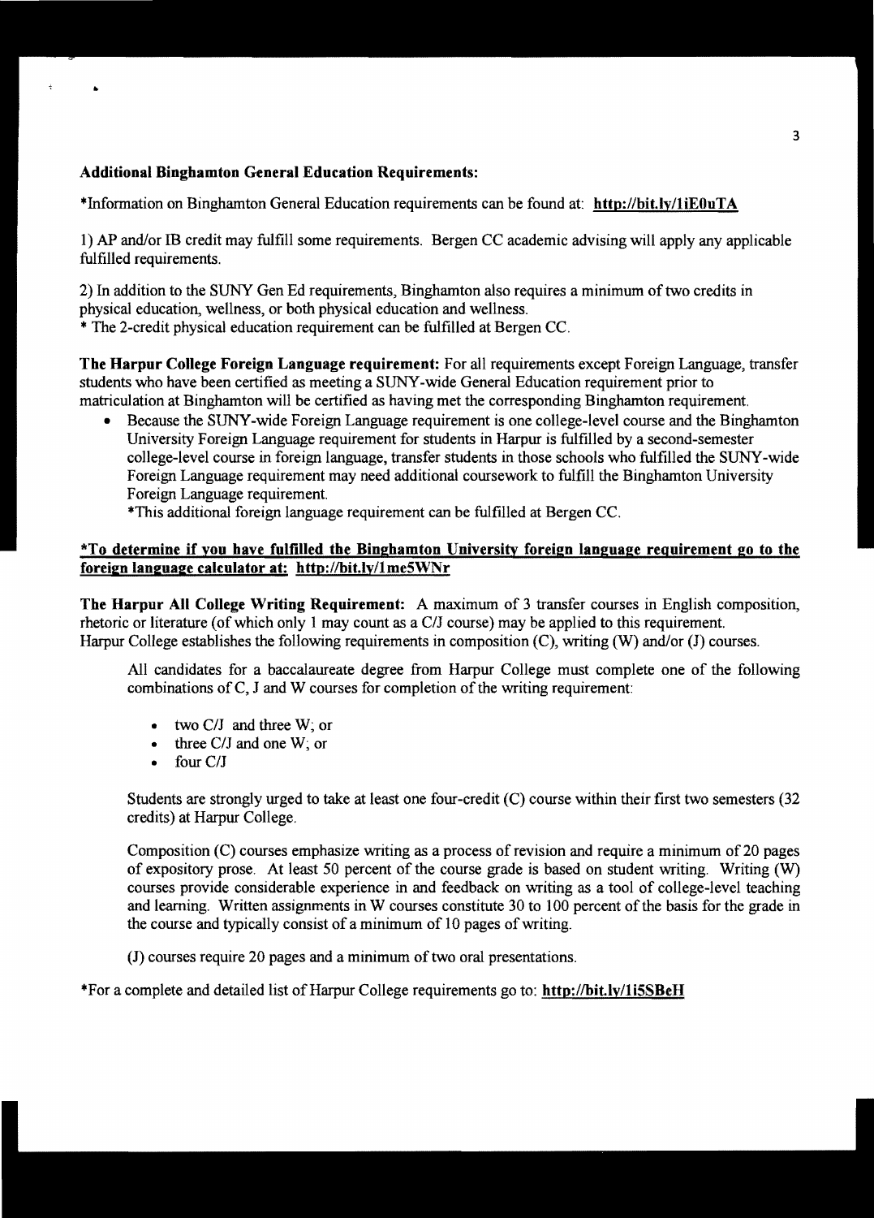**Additional Binghamton General Education Requirements:**

*Information on Binghamton General Education requirements can be found at: **http://bit.ly/1iE0uTA**

1) AP and/or IB credit may fulfill some requirements. Bergen CC academic advising will apply any applicable fulfilled requirements.

2) In addition to the SUNY Gen Ed requirements, Binghamton also requires a minimum of two credits in physical education, wellness, or both physical education and wellness.
* The 2-credit physical education requirement can be fulfilled at Bergen CC.

**The Harpur College Foreign Language requirement:** For all requirements except Foreign Language, transfer students who have been certified as meeting a SUNY-wide General Education requirement prior to matriculation at Binghamton will be certified as having met the corresponding Binghamton requirement.

- Because the SUNY-wide Foreign Language requirement is one college-level course and the Binghamton University Foreign Language requirement for students in Harpur is fulfilled by a second-semester college-level course in foreign language, transfer students in those schools who fulfilled the SUNY-wide Foreign Language requirement may need additional coursework to fulfill the Binghamton University Foreign Language requirement.
  *This additional foreign language requirement can be fulfilled at Bergen CC.

**<u>*To determine if you have fulfilled the Binghamton University foreign language requirement go to the foreign language calculator at:</u> http://bit.ly/1me5WNr**

**The Harpur All College Writing Requirement:** A maximum of 3 transfer courses in English composition, rhetoric or literature (of which only 1 may count as a C/J course) may be applied to this requirement. Harpur College establishes the following requirements in composition (C), writing (W) and/or (J) courses.

All candidates for a baccalaureate degree from Harpur College must complete one of the following combinations of C, J and W courses for completion of the writing requirement:

- two C/J and three W; or
- three C/J and one W; or
- four C/J

Students are strongly urged to take at least one four-credit (C) course within their first two semesters (32 credits) at Harpur College.

Composition (C) courses emphasize writing as a process of revision and require a minimum of 20 pages of expository prose. At least 50 percent of the course grade is based on student writing. Writing (W) courses provide considerable experience in and feedback on writing as a tool of college-level teaching and learning. Written assignments in W courses constitute 30 to 100 percent of the basis for the grade in the course and typically consist of a minimum of 10 pages of writing.

(J) courses require 20 pages and a minimum of two oral presentations.

*For a complete and detailed list of Harpur College requirements go to: **http://bit.ly/1i5SBeH**